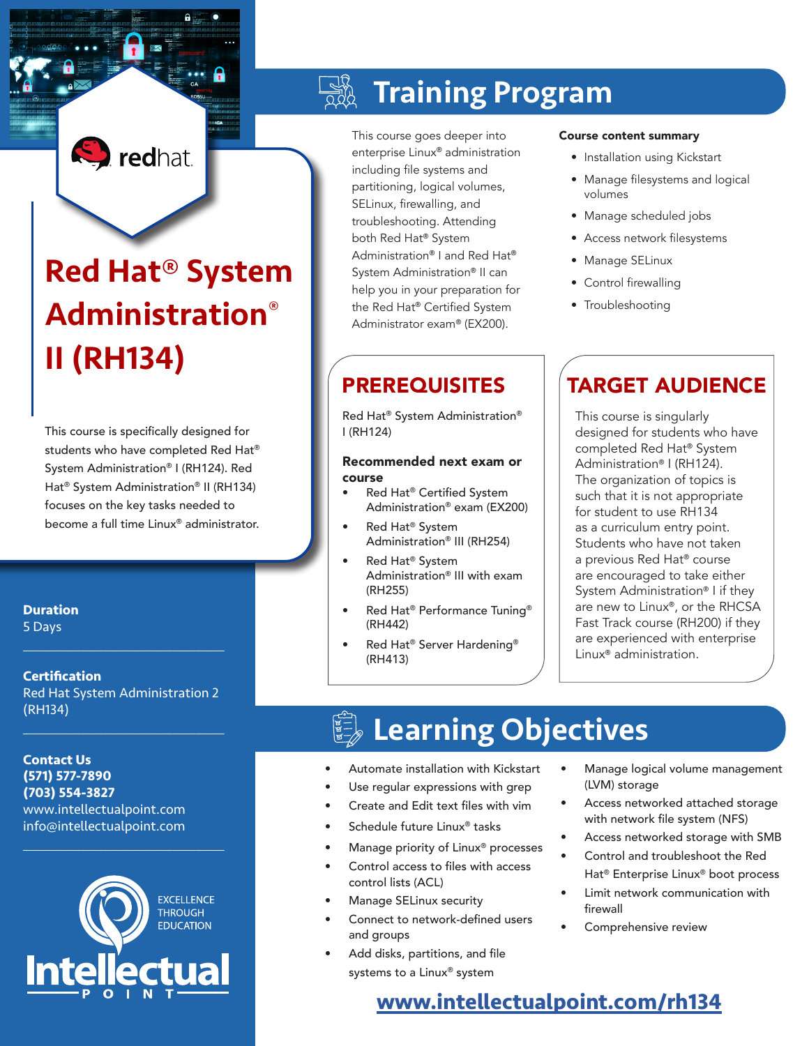redhat.

# Red Hat® System Administration® II (RH134)

This course is specifically designed for students who have completed Red Hat® System Administration® I (RH124). Red Hat® System Administration® II (RH134) focuses on the key tasks needed to become a full time Linux® administrator.

**Duration**
5 Days

**Certification**
Red Hat System Administration 2 (RH134)

**Contact Us**
**(571) 577-7890**
**(703) 554-3827**
www.intellectualpoint.com
info@intellectualpoint.com

EXCELLENCE THROUGH EDUCATION

Intellectual POINT

## Training Program

This course goes deeper into enterprise Linux® administration including file systems and partitioning, logical volumes, SELinux, firewalling, and troubleshooting. Attending both Red Hat® System Administration® I and Red Hat® System Administration® II can help you in your preparation for the Red Hat® Certified System Administrator exam® (EX200).

**Course content summary**

- Installation using Kickstart
- Manage filesystems and logical volumes
- Manage scheduled jobs
- Access network filesystems
- Manage SELinux
- Control firewalling
- Troubleshooting

## PREREQUISITES

Red Hat® System Administration® I (RH124)

**Recommended next exam or course**

- Red Hat® Certified System Administration® exam (EX200)
- Red Hat® System Administration® III (RH254)
- Red Hat® System Administration® III with exam (RH255)
- Red Hat® Performance Tuning® (RH442)
- Red Hat® Server Hardening® (RH413)

## TARGET AUDIENCE

This course is singularly designed for students who have completed Red Hat® System Administration® I (RH124). The organization of topics is such that it is not appropriate for student to use RH134 as a curriculum entry point. Students who have not taken a previous Red Hat® course are encouraged to take either System Administration® I if they are new to Linux®, or the RHCSA Fast Track course (RH200) if they are experienced with enterprise Linux® administration.

## Learning Objectives

- Automate installation with Kickstart
- Use regular expressions with grep
- Create and Edit text files with vim
- Schedule future Linux® tasks
- Manage priority of Linux® processes
- Control access to files with access control lists (ACL)
- Manage SELinux security
- Connect to network-defined users and groups
- Add disks, partitions, and file systems to a Linux® system
- Manage logical volume management (LVM) storage
- Access networked attached storage with network file system (NFS)
- Access networked storage with SMB
- Control and troubleshoot the Red Hat® Enterprise Linux® boot process
- Limit network communication with firewall
- Comprehensive review

**www.intellectualpoint.com/rh134**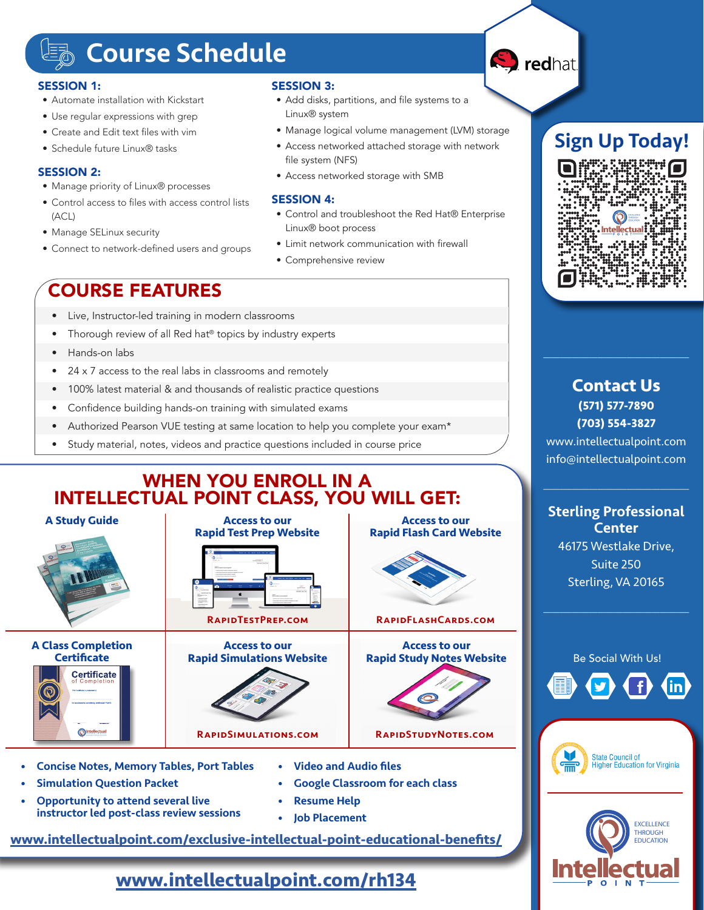# Course Schedule

redhat.

## SESSION 1:

- Automate installation with Kickstart
- Use regular expressions with grep
- Create and Edit text files with vim
- Schedule future Linux® tasks

## SESSION 2:

- Manage priority of Linux® processes
- Control access to files with access control lists (ACL)
- Manage SELinux security
- Connect to network-defined users and groups

## SESSION 3:

- Add disks, partitions, and file systems to a Linux® system
- Manage logical volume management (LVM) storage
- Access networked attached storage with network file system (NFS)
- Access networked storage with SMB

## SESSION 4:

- Control and troubleshoot the Red Hat® Enterprise Linux® boot process
- Limit network communication with firewall
- Comprehensive review

## COURSE FEATURES

- Live, Instructor-led training in modern classrooms
- Thorough review of all Red hat® topics by industry experts
- Hands-on labs
- 24 x 7 access to the real labs in classrooms and remotely
- 100% latest material & and thousands of realistic practice questions
- Confidence building hands-on training with simulated exams
- Authorized Pearson VUE testing at same location to help you complete your exam*
- Study material, notes, videos and practice questions included in course price

## WHEN YOU ENROLL IN A INTELLECTUAL POINT CLASS, YOU WILL GET:

**A Study Guide**

**Access to our Rapid Test Prep Website**
RAPIDTESTPREP.COM

**Access to our Rapid Flash Card Website**
RAPIDFLASHCARDS.COM

**A Class Completion Certificate**

**Access to our Rapid Simulations Website**
RAPIDSIMULATIONS.COM

**Access to our Rapid Study Notes Website**
RAPIDSTUDYNOTES.COM

- **Concise Notes, Memory Tables, Port Tables**
- **Simulation Question Packet**
- **Opportunity to attend several live instructor led post-class review sessions**
- **Video and Audio files**
- **Google Classroom for each class**
- **Resume Help**
- **Job Placement**

www.intellectualpoint.com/exclusive-intellectual-point-educational-benefits/

**www.intellectualpoint.com/rh134**

## Sign Up Today!

## Contact Us

**(571) 577-7890**
**(703) 554-3827**
www.intellectualpoint.com
info@intellectualpoint.com

## Sterling Professional Center

46175 Westlake Drive,
Suite 250
Sterling, VA 20165

Be Social With Us!

State Council of Higher Education for Virginia

EXCELLENCE THROUGH EDUCATION
Intellectual POINT